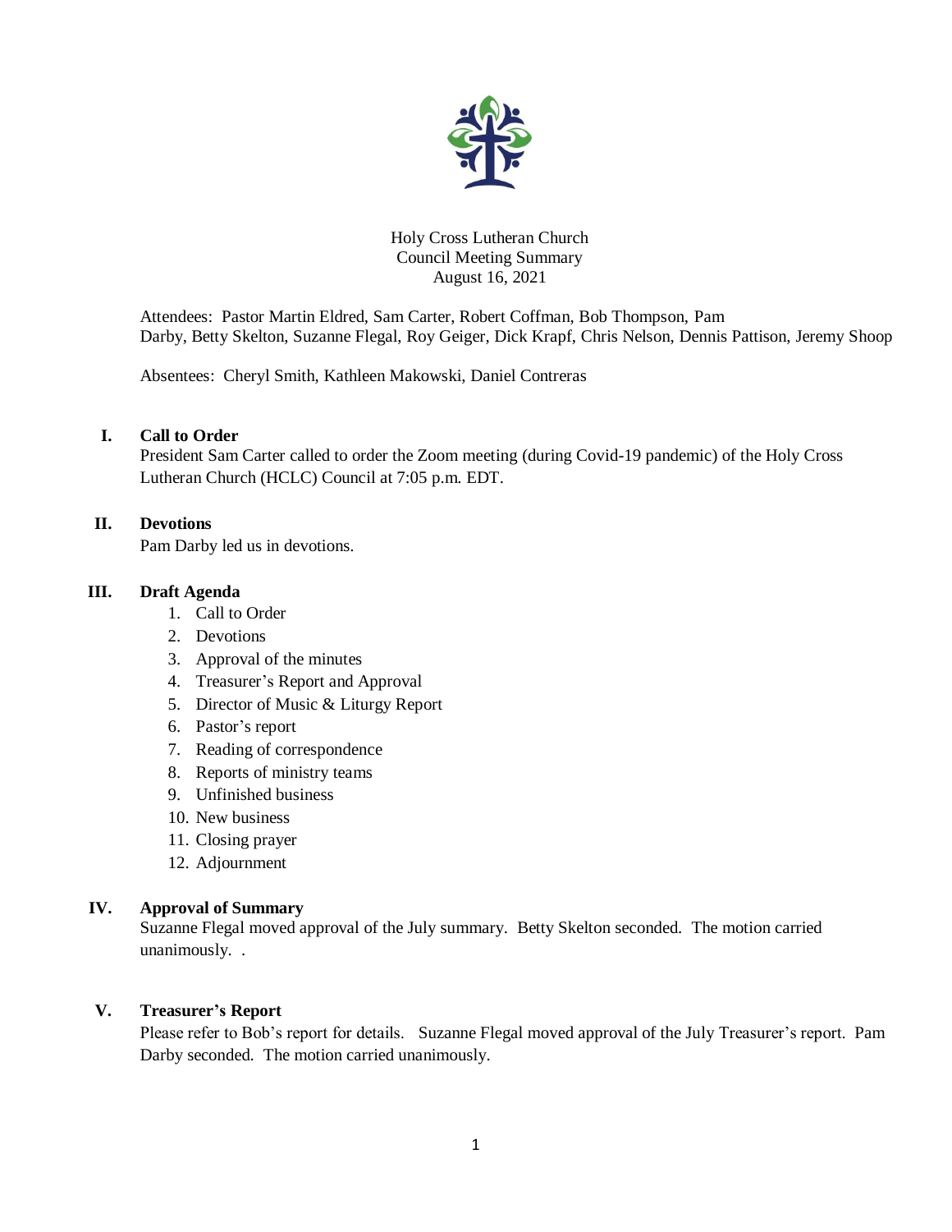Holy Cross Lutheran Church
Council Meeting Summary
August 16, 2021

Attendees: Pastor Martin Eldred, Sam Carter, Robert Coffman, Bob Thompson, Pam Darby, Betty Skelton, Suzanne Flegal, Roy Geiger, Dick Krapf, Chris Nelson, Dennis Pattison, Jeremy Shoop

Absentees: Cheryl Smith, Kathleen Makowski, Daniel Contreras

## I. Call to Order

President Sam Carter called to order the Zoom meeting (during Covid-19 pandemic) of the Holy Cross Lutheran Church (HCLC) Council at 7:05 p.m. EDT.

## II. Devotions

Pam Darby led us in devotions.

## III. Draft Agenda

1. Call to Order
2. Devotions
3. Approval of the minutes
4. Treasurer's Report and Approval
5. Director of Music & Liturgy Report
6. Pastor's report
7. Reading of correspondence
8. Reports of ministry teams
9. Unfinished business
10. New business
11. Closing prayer
12. Adjournment

## IV. Approval of Summary

Suzanne Flegal moved approval of the July summary. Betty Skelton seconded. The motion carried unanimously. .

## V. Treasurer's Report

Please refer to Bob's report for details. Suzanne Flegal moved approval of the July Treasurer's report. Pam Darby seconded. The motion carried unanimously.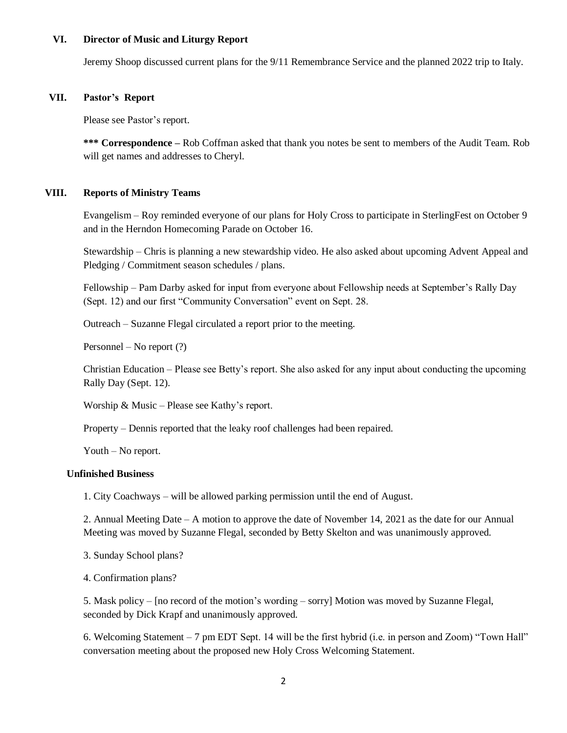## VI. Director of Music and Liturgy Report

Jeremy Shoop discussed current plans for the 9/11 Remembrance Service and the planned 2022 trip to Italy.

## VII. Pastor's Report

Please see Pastor's report.

**\*\*\* Correspondence –** Rob Coffman asked that thank you notes be sent to members of the Audit Team. Rob will get names and addresses to Cheryl.

## VIII. Reports of Ministry Teams

Evangelism – Roy reminded everyone of our plans for Holy Cross to participate in SterlingFest on October 9 and in the Herndon Homecoming Parade on October 16.

Stewardship – Chris is planning a new stewardship video. He also asked about upcoming Advent Appeal and Pledging / Commitment season schedules / plans.

Fellowship – Pam Darby asked for input from everyone about Fellowship needs at September's Rally Day (Sept. 12) and our first "Community Conversation" event on Sept. 28.

Outreach – Suzanne Flegal circulated a report prior to the meeting.

Personnel – No report (?)

Christian Education – Please see Betty's report. She also asked for any input about conducting the upcoming Rally Day (Sept. 12).

Worship & Music – Please see Kathy's report.

Property – Dennis reported that the leaky roof challenges had been repaired.

Youth – No report.

### Unfinished Business

1. City Coachways – will be allowed parking permission until the end of August.

2. Annual Meeting Date – A motion to approve the date of November 14, 2021 as the date for our Annual Meeting was moved by Suzanne Flegal, seconded by Betty Skelton and was unanimously approved.

3. Sunday School plans?

4. Confirmation plans?

5. Mask policy – [no record of the motion's wording – sorry] Motion was moved by Suzanne Flegal, seconded by Dick Krapf and unanimously approved.

6. Welcoming Statement – 7 pm EDT Sept. 14 will be the first hybrid (i.e. in person and Zoom) "Town Hall" conversation meeting about the proposed new Holy Cross Welcoming Statement.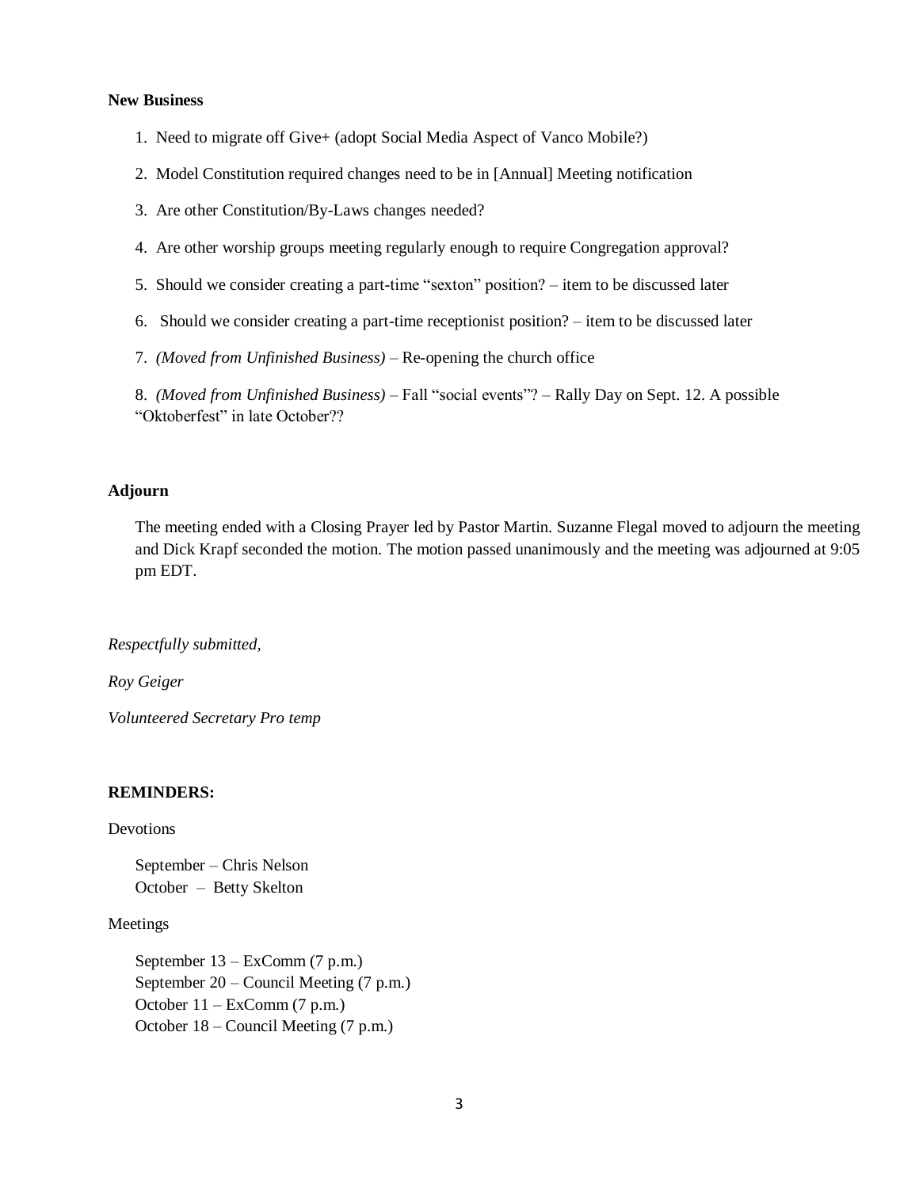**New Business**

1. Need to migrate off Give+ (adopt Social Media Aspect of Vanco Mobile?)

2. Model Constitution required changes need to be in [Annual] Meeting notification

3. Are other Constitution/By-Laws changes needed?

4. Are other worship groups meeting regularly enough to require Congregation approval?

5. Should we consider creating a part-time "sexton" position? – item to be discussed later

6. Should we consider creating a part-time receptionist position? – item to be discussed later

7. *(Moved from Unfinished Business)* – Re-opening the church office

8. *(Moved from Unfinished Business)* – Fall "social events"? – Rally Day on Sept. 12. A possible "Oktoberfest" in late October??

**Adjourn**

The meeting ended with a Closing Prayer led by Pastor Martin. Suzanne Flegal moved to adjourn the meeting and Dick Krapf seconded the motion. The motion passed unanimously and the meeting was adjourned at 9:05 pm EDT.

*Respectfully submitted,*

*Roy Geiger*

*Volunteered Secretary Pro temp*

**REMINDERS:**

Devotions

September – Chris Nelson
October – Betty Skelton

Meetings

September 13 – ExComm (7 p.m.)
September 20 – Council Meeting (7 p.m.)
October 11 – ExComm (7 p.m.)
October 18 – Council Meeting (7 p.m.)